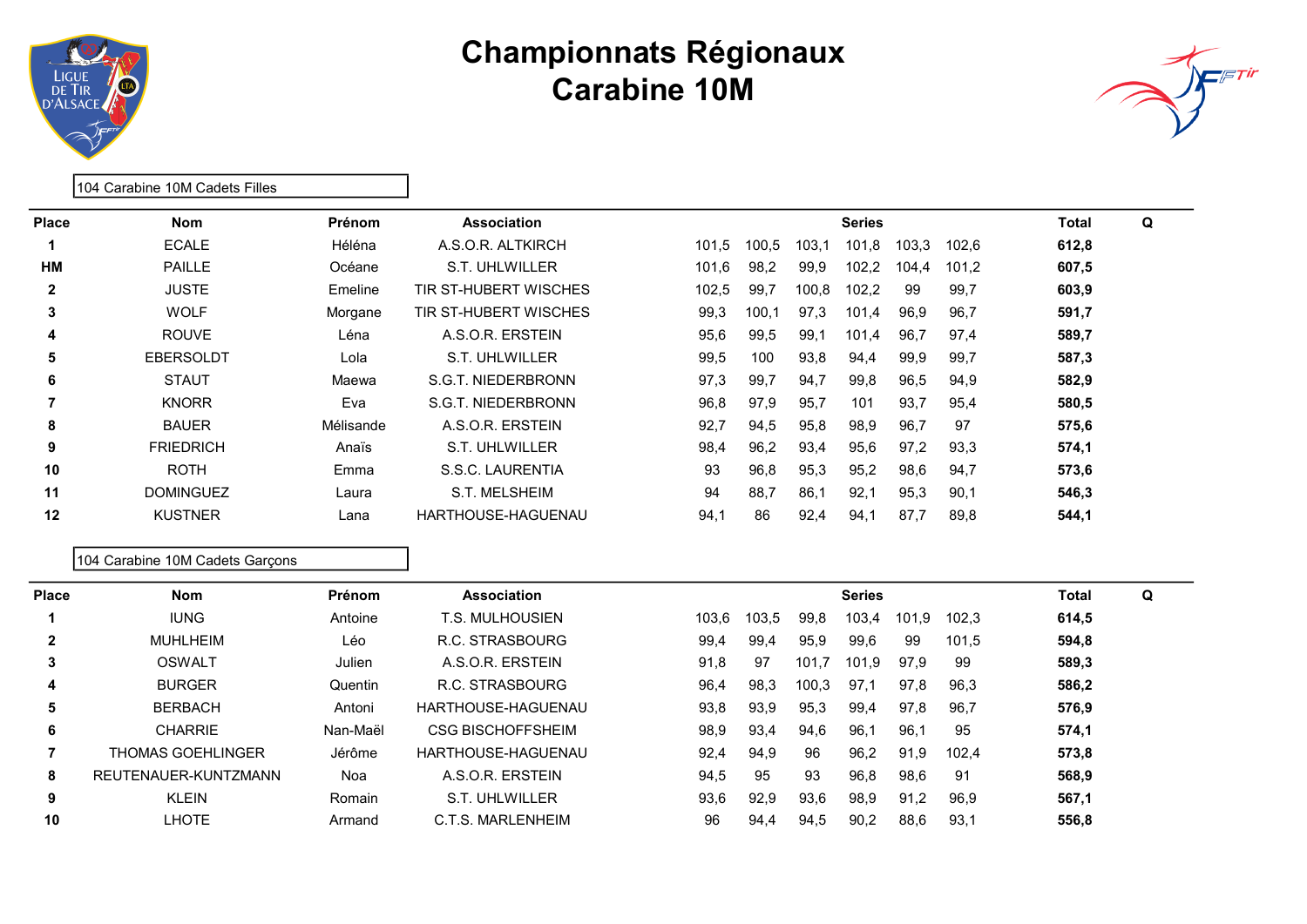# Championnats Régionaux
# Carabine 10M

**104 Carabine 10M Cadets Filles**

| Place | Nom | Prénom | Association | Series | | | | | | Total | Q |
|---|---|---|---|---|---|---|---|---|---|---|---|
| 1 | ECALE | Héléna | A.S.O.R. ALTKIRCH | 101,5 | 100,5 | 103,1 | 101,8 | 103,3 | 102,6 | 612,8 | |
| HM | PAILLE | Océane | S.T. UHLWILLER | 101,6 | 98,2 | 99,9 | 102,2 | 104,4 | 101,2 | 607,5 | |
| 2 | JUSTE | Emeline | TIR ST-HUBERT WISCHES | 102,5 | 99,7 | 100,8 | 102,2 | 99 | 99,7 | 603,9 | |
| 3 | WOLF | Morgane | TIR ST-HUBERT WISCHES | 99,3 | 100,1 | 97,3 | 101,4 | 96,9 | 96,7 | 591,7 | |
| 4 | ROUVE | Léna | A.S.O.R. ERSTEIN | 95,6 | 99,5 | 99,1 | 101,4 | 96,7 | 97,4 | 589,7 | |
| 5 | EBERSOLDT | Lola | S.T. UHLWILLER | 99,5 | 100 | 93,8 | 94,4 | 99,9 | 99,7 | 587,3 | |
| 6 | STAUT | Maewa | S.G.T. NIEDERBRONN | 97,3 | 99,7 | 94,7 | 99,8 | 96,5 | 94,9 | 582,9 | |
| 7 | KNORR | Eva | S.G.T. NIEDERBRONN | 96,8 | 97,9 | 95,7 | 101 | 93,7 | 95,4 | 580,5 | |
| 8 | BAUER | Mélisande | A.S.O.R. ERSTEIN | 92,7 | 94,5 | 95,8 | 98,9 | 96,7 | 97 | 575,6 | |
| 9 | FRIEDRICH | Anaïs | S.T. UHLWILLER | 98,4 | 96,2 | 93,4 | 95,6 | 97,2 | 93,3 | 574,1 | |
| 10 | ROTH | Emma | S.S.C. LAURENTIA | 93 | 96,8 | 95,3 | 95,2 | 98,6 | 94,7 | 573,6 | |
| 11 | DOMINGUEZ | Laura | S.T. MELSHEIM | 94 | 88,7 | 86,1 | 92,1 | 95,3 | 90,1 | 546,3 | |
| 12 | KUSTNER | Lana | HARTHOUSE-HAGUENAU | 94,1 | 86 | 92,4 | 94,1 | 87,7 | 89,8 | 544,1 | |

**104 Carabine 10M Cadets Garçons**

| Place | Nom | Prénom | Association | Series | | | | | | Total | Q |
|---|---|---|---|---|---|---|---|---|---|---|---|
| 1 | IUNG | Antoine | T.S. MULHOUSIEN | 103,6 | 103,5 | 99,8 | 103,4 | 101,9 | 102,3 | 614,5 | |
| 2 | MUHLHEIM | Léo | R.C. STRASBOURG | 99,4 | 99,4 | 95,9 | 99,6 | 99 | 101,5 | 594,8 | |
| 3 | OSWALT | Julien | A.S.O.R. ERSTEIN | 91,8 | 97 | 101,7 | 101,9 | 97,9 | 99 | 589,3 | |
| 4 | BURGER | Quentin | R.C. STRASBOURG | 96,4 | 98,3 | 100,3 | 97,1 | 97,8 | 96,3 | 586,2 | |
| 5 | BERBACH | Antoni | HARTHOUSE-HAGUENAU | 93,8 | 93,9 | 95,3 | 99,4 | 97,8 | 96,7 | 576,9 | |
| 6 | CHARRIE | Nan-Maël | CSG BISCHOFFSHEIM | 98,9 | 93,4 | 94,6 | 96,1 | 96,1 | 95 | 574,1 | |
| 7 | THOMAS GOEHLINGER | Jérôme | HARTHOUSE-HAGUENAU | 92,4 | 94,9 | 96 | 96,2 | 91,9 | 102,4 | 573,8 | |
| 8 | REUTENAUER-KUNTZMANN | Noa | A.S.O.R. ERSTEIN | 94,5 | 95 | 93 | 96,8 | 98,6 | 91 | 568,9 | |
| 9 | KLEIN | Romain | S.T. UHLWILLER | 93,6 | 92,9 | 93,6 | 98,9 | 91,2 | 96,9 | 567,1 | |
| 10 | LHOTE | Armand | C.T.S. MARLENHEIM | 96 | 94,4 | 94,5 | 90,2 | 88,6 | 93,1 | 556,8 | |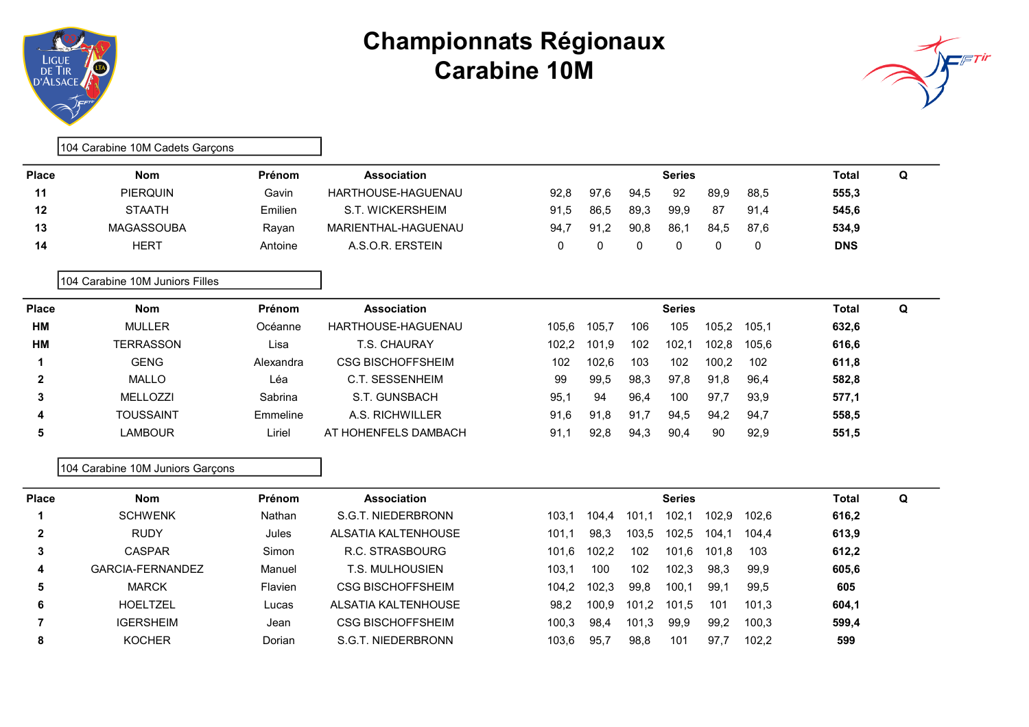# Championnats Régionaux
# Carabine 10M

104 Carabine 10M Cadets Garçons

| Place | Nom | Prénom | Association | Series | | | | | | Total | Q |
|---|---|---|---|---|---|---|---|---|---|---|---|
| **11** | PIERQUIN | Gavin | HARTHOUSE-HAGUENAU | 92,8 | 97,6 | 94,5 | 92 | 89,9 | 88,5 | **555,3** | |
| **12** | STAATH | Emilien | S.T. WICKERSHEIM | 91,5 | 86,5 | 89,3 | 99,9 | 87 | 91,4 | **545,6** | |
| **13** | MAGASSOUBA | Rayan | MARIENTHAL-HAGUENAU | 94,7 | 91,2 | 90,8 | 86,1 | 84,5 | 87,6 | **534,9** | |
| **14** | HERT | Antoine | A.S.O.R. ERSTEIN | 0 | 0 | 0 | 0 | 0 | 0 | **DNS** | |

104 Carabine 10M Juniors Filles

| Place | Nom | Prénom | Association | Series | | | | | | Total | Q |
|---|---|---|---|---|---|---|---|---|---|---|---|
| **HM** | MULLER | Océanne | HARTHOUSE-HAGUENAU | 105,6 | 105,7 | 106 | 105 | 105,2 | 105,1 | **632,6** | |
| **HM** | TERRASSON | Lisa | T.S. CHAURAY | 102,2 | 101,9 | 102 | 102,1 | 102,8 | 105,6 | **616,6** | |
| **1** | GENG | Alexandra | CSG BISCHOFFSHEIM | 102 | 102,6 | 103 | 102 | 100,2 | 102 | **611,8** | |
| **2** | MALLO | Léa | C.T. SESSENHEIM | 99 | 99,5 | 98,3 | 97,8 | 91,8 | 96,4 | **582,8** | |
| **3** | MELLOZZI | Sabrina | S.T. GUNSBACH | 95,1 | 94 | 96,4 | 100 | 97,7 | 93,9 | **577,1** | |
| **4** | TOUSSAINT | Emmeline | A.S. RICHWILLER | 91,6 | 91,8 | 91,7 | 94,5 | 94,2 | 94,7 | **558,5** | |
| **5** | LAMBOUR | Liriel | AT HOHENFELS DAMBACH | 91,1 | 92,8 | 94,3 | 90,4 | 90 | 92,9 | **551,5** | |

104 Carabine 10M Juniors Garçons

| Place | Nom | Prénom | Association | Series | | | | | | Total | Q |
|---|---|---|---|---|---|---|---|---|---|---|---|
| **1** | SCHWENK | Nathan | S.G.T. NIEDERBRONN | 103,1 | 104,4 | 101,1 | 102,1 | 102,9 | 102,6 | **616,2** | |
| **2** | RUDY | Jules | ALSATIA KALTENHOUSE | 101,1 | 98,3 | 103,5 | 102,5 | 104,1 | 104,4 | **613,9** | |
| **3** | CASPAR | Simon | R.C. STRASBOURG | 101,6 | 102,2 | 102 | 101,6 | 101,8 | 103 | **612,2** | |
| **4** | GARCIA-FERNANDEZ | Manuel | T.S. MULHOUSIEN | 103,1 | 100 | 102 | 102,3 | 98,3 | 99,9 | **605,6** | |
| **5** | MARCK | Flavien | CSG BISCHOFFSHEIM | 104,2 | 102,3 | 99,8 | 100,1 | 99,1 | 99,5 | **605** | |
| **6** | HOELTZEL | Lucas | ALSATIA KALTENHOUSE | 98,2 | 100,9 | 101,2 | 101,5 | 101 | 101,3 | **604,1** | |
| **7** | IGERSHEIM | Jean | CSG BISCHOFFSHEIM | 100,3 | 98,4 | 101,3 | 99,9 | 99,2 | 100,3 | **599,4** | |
| **8** | KOCHER | Dorian | S.G.T. NIEDERBRONN | 103,6 | 95,7 | 98,8 | 101 | 97,7 | 102,2 | **599** | |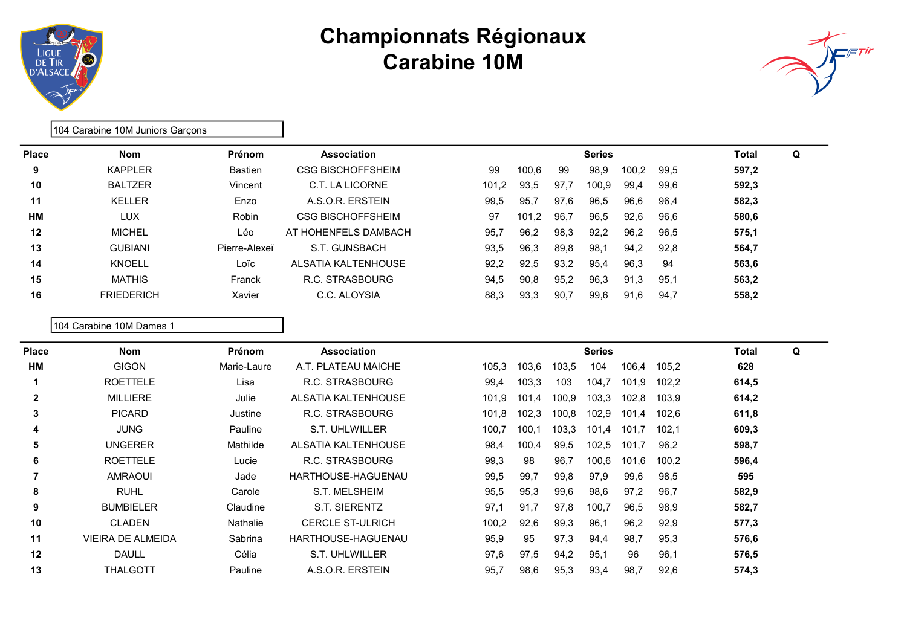# Championnats Régionaux
# Carabine 10M

104 Carabine 10M Juniors Garçons

| Place | Nom | Prénom | Association | Series | | | | | | Total | Q |
|---|---|---|---|---|---|---|---|---|---|---|---|
| 9 | KAPPLER | Bastien | CSG BISCHOFFSHEIM | 99 | 100,6 | 99 | 98,9 | 100,2 | 99,5 | 597,2 | |
| 10 | BALTZER | Vincent | C.T. LA LICORNE | 101,2 | 93,5 | 97,7 | 100,9 | 99,4 | 99,6 | 592,3 | |
| 11 | KELLER | Enzo | A.S.O.R. ERSTEIN | 99,5 | 95,7 | 97,6 | 96,5 | 96,6 | 96,4 | 582,3 | |
| HM | LUX | Robin | CSG BISCHOFFSHEIM | 97 | 101,2 | 96,7 | 96,5 | 92,6 | 96,6 | 580,6 | |
| 12 | MICHEL | Léo | AT HOHENFELS DAMBACH | 95,7 | 96,2 | 98,3 | 92,2 | 96,2 | 96,5 | 575,1 | |
| 13 | GUBIANI | Pierre-Alexeï | S.T. GUNSBACH | 93,5 | 96,3 | 89,8 | 98,1 | 94,2 | 92,8 | 564,7 | |
| 14 | KNOELL | Loïc | ALSATIA KALTENHOUSE | 92,2 | 92,5 | 93,2 | 95,4 | 96,3 | 94 | 563,6 | |
| 15 | MATHIS | Franck | R.C. STRASBOURG | 94,5 | 90,8 | 95,2 | 96,3 | 91,3 | 95,1 | 563,2 | |
| 16 | FRIEDERICH | Xavier | C.C. ALOYSIA | 88,3 | 93,3 | 90,7 | 99,6 | 91,6 | 94,7 | 558,2 | |

104 Carabine 10M Dames 1

| Place | Nom | Prénom | Association | Series | | | | | | Total | Q |
|---|---|---|---|---|---|---|---|---|---|---|---|
| HM | GIGON | Marie-Laure | A.T. PLATEAU MAICHE | 105,3 | 103,6 | 103,5 | 104 | 106,4 | 105,2 | 628 | |
| 1 | ROETTELE | Lisa | R.C. STRASBOURG | 99,4 | 103,3 | 103 | 104,7 | 101,9 | 102,2 | 614,5 | |
| 2 | MILLIERE | Julie | ALSATIA KALTENHOUSE | 101,9 | 101,4 | 100,9 | 103,3 | 102,8 | 103,9 | 614,2 | |
| 3 | PICARD | Justine | R.C. STRASBOURG | 101,8 | 102,3 | 100,8 | 102,9 | 101,4 | 102,6 | 611,8 | |
| 4 | JUNG | Pauline | S.T. UHLWILLER | 100,7 | 100,1 | 103,3 | 101,4 | 101,7 | 102,1 | 609,3 | |
| 5 | UNGERER | Mathilde | ALSATIA KALTENHOUSE | 98,4 | 100,4 | 99,5 | 102,5 | 101,7 | 96,2 | 598,7 | |
| 6 | ROETTELE | Lucie | R.C. STRASBOURG | 99,3 | 98 | 96,7 | 100,6 | 101,6 | 100,2 | 596,4 | |
| 7 | AMRAOUI | Jade | HARTHOUSE-HAGUENAU | 99,5 | 99,7 | 99,8 | 97,9 | 99,6 | 98,5 | 595 | |
| 8 | RUHL | Carole | S.T. MELSHEIM | 95,5 | 95,3 | 99,6 | 98,6 | 97,2 | 96,7 | 582,9 | |
| 9 | BUMBIELER | Claudine | S.T. SIERENTZ | 97,1 | 91,7 | 97,8 | 100,7 | 96,5 | 98,9 | 582,7 | |
| 10 | CLADEN | Nathalie | CERCLE ST-ULRICH | 100,2 | 92,6 | 99,3 | 96,1 | 96,2 | 92,9 | 577,3 | |
| 11 | VIEIRA DE ALMEIDA | Sabrina | HARTHOUSE-HAGUENAU | 95,9 | 95 | 97,3 | 94,4 | 98,7 | 95,3 | 576,6 | |
| 12 | DAULL | Célia | S.T. UHLWILLER | 97,6 | 97,5 | 94,2 | 95,1 | 96 | 96,1 | 576,5 | |
| 13 | THALGOTT | Pauline | A.S.O.R. ERSTEIN | 95,7 | 98,6 | 95,3 | 93,4 | 98,7 | 92,6 | 574,3 | |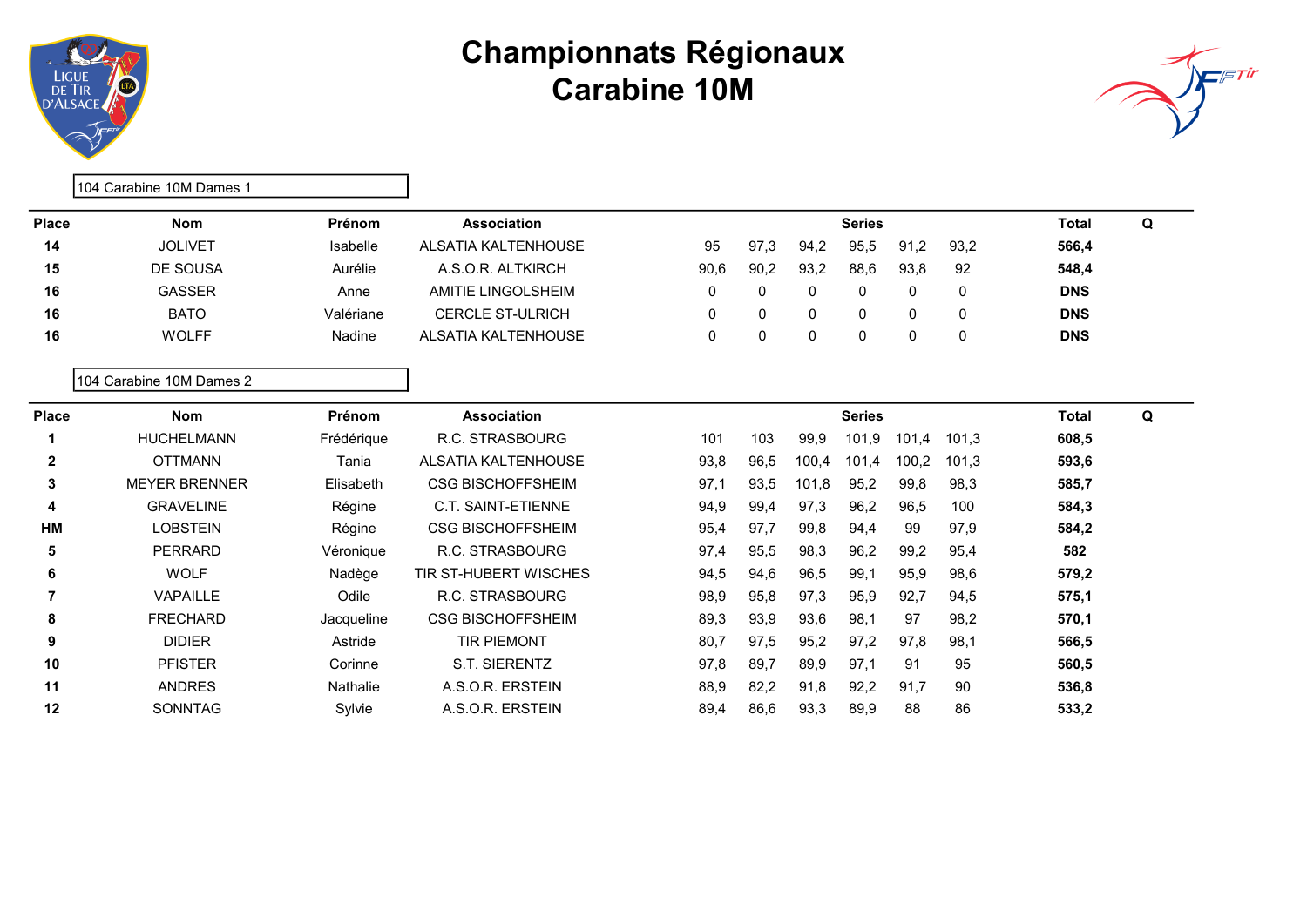# Championnats Régionaux
# Carabine 10M

104 Carabine 10M Dames 1

| Place | Nom | Prénom | Association | Series | | | | | | Total | Q |
|---|---|---|---|---|---|---|---|---|---|---|---|
| 14 | JOLIVET | Isabelle | ALSATIA KALTENHOUSE | 95 | 97,3 | 94,2 | 95,5 | 91,2 | 93,2 | 566,4 | |
| 15 | DE SOUSA | Aurélie | A.S.O.R. ALTKIRCH | 90,6 | 90,2 | 93,2 | 88,6 | 93,8 | 92 | 548,4 | |
| 16 | GASSER | Anne | AMITIE LINGOLSHEIM | 0 | 0 | 0 | 0 | 0 | 0 | DNS | |
| 16 | BATO | Valériane | CERCLE ST-ULRICH | 0 | 0 | 0 | 0 | 0 | 0 | DNS | |
| 16 | WOLFF | Nadine | ALSATIA KALTENHOUSE | 0 | 0 | 0 | 0 | 0 | 0 | DNS | |

104 Carabine 10M Dames 2

| Place | Nom | Prénom | Association | Series | | | | | | Total | Q |
|---|---|---|---|---|---|---|---|---|---|---|---|
| 1 | HUCHELMANN | Frédérique | R.C. STRASBOURG | 101 | 103 | 99,9 | 101,9 | 101,4 | 101,3 | 608,5 | |
| 2 | OTTMANN | Tania | ALSATIA KALTENHOUSE | 93,8 | 96,5 | 100,4 | 101,4 | 100,2 | 101,3 | 593,6 | |
| 3 | MEYER BRENNER | Elisabeth | CSG BISCHOFFSHEIM | 97,1 | 93,5 | 101,8 | 95,2 | 99,8 | 98,3 | 585,7 | |
| 4 | GRAVELINE | Régine | C.T. SAINT-ETIENNE | 94,9 | 99,4 | 97,3 | 96,2 | 96,5 | 100 | 584,3 | |
| HM | LOBSTEIN | Régine | CSG BISCHOFFSHEIM | 95,4 | 97,7 | 99,8 | 94,4 | 99 | 97,9 | 584,2 | |
| 5 | PERRARD | Véronique | R.C. STRASBOURG | 97,4 | 95,5 | 98,3 | 96,2 | 99,2 | 95,4 | 582 | |
| 6 | WOLF | Nadège | TIR ST-HUBERT WISCHES | 94,5 | 94,6 | 96,5 | 99,1 | 95,9 | 98,6 | 579,2 | |
| 7 | VAPAILLE | Odile | R.C. STRASBOURG | 98,9 | 95,8 | 97,3 | 95,9 | 92,7 | 94,5 | 575,1 | |
| 8 | FRECHARD | Jacqueline | CSG BISCHOFFSHEIM | 89,3 | 93,9 | 93,6 | 98,1 | 97 | 98,2 | 570,1 | |
| 9 | DIDIER | Astride | TIR PIEMONT | 80,7 | 97,5 | 95,2 | 97,2 | 97,8 | 98,1 | 566,5 | |
| 10 | PFISTER | Corinne | S.T. SIERENTZ | 97,8 | 89,7 | 89,9 | 97,1 | 91 | 95 | 560,5 | |
| 11 | ANDRES | Nathalie | A.S.O.R. ERSTEIN | 88,9 | 82,2 | 91,8 | 92,2 | 91,7 | 90 | 536,8 | |
| 12 | SONNTAG | Sylvie | A.S.O.R. ERSTEIN | 89,4 | 86,6 | 93,3 | 89,9 | 88 | 86 | 533,2 | |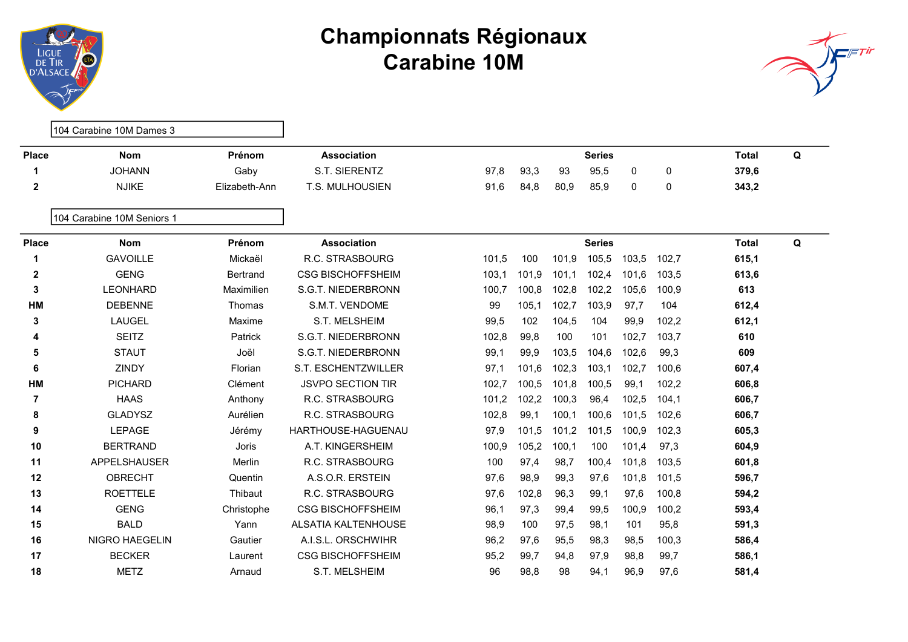# Championnats Régionaux
# Carabine 10M

104 Carabine 10M Dames 3

| Place | Nom | Prénom | Association | Series | | | | | | Total | Q |
|---|---|---|---|---|---|---|---|---|---|---|---|
| 1 | JOHANN | Gaby | S.T. SIERENTZ | 97,8 | 93,3 | 93 | 95,5 | 0 | 0 | 379,6 | |
| 2 | NJIKE | Elizabeth-Ann | T.S. MULHOUSIEN | 91,6 | 84,8 | 80,9 | 85,9 | 0 | 0 | 343,2 | |

104 Carabine 10M Seniors 1

| Place | Nom | Prénom | Association | Series | | | | | | Total | Q |
|---|---|---|---|---|---|---|---|---|---|---|---|
| 1 | GAVOILLE | Mickaël | R.C. STRASBOURG | 101,5 | 100 | 101,9 | 105,5 | 103,5 | 102,7 | 615,1 | |
| 2 | GENG | Bertrand | CSG BISCHOFFSHEIM | 103,1 | 101,9 | 101,1 | 102,4 | 101,6 | 103,5 | 613,6 | |
| 3 | LEONHARD | Maximilien | S.G.T. NIEDERBRONN | 100,7 | 100,8 | 102,8 | 102,2 | 105,6 | 100,9 | 613 | |
| HM | DEBENNE | Thomas | S.M.T. VENDOME | 99 | 105,1 | 102,7 | 103,9 | 97,7 | 104 | 612,4 | |
| 3 | LAUGEL | Maxime | S.T. MELSHEIM | 99,5 | 102 | 104,5 | 104 | 99,9 | 102,2 | 612,1 | |
| 4 | SEITZ | Patrick | S.G.T. NIEDERBRONN | 102,8 | 99,8 | 100 | 101 | 102,7 | 103,7 | 610 | |
| 5 | STAUT | Joël | S.G.T. NIEDERBRONN | 99,1 | 99,9 | 103,5 | 104,6 | 102,6 | 99,3 | 609 | |
| 6 | ZINDY | Florian | S.T. ESCHENTZWILLER | 97,1 | 101,6 | 102,3 | 103,1 | 102,7 | 100,6 | 607,4 | |
| HM | PICHARD | Clément | JSVPO SECTION TIR | 102,7 | 100,5 | 101,8 | 100,5 | 99,1 | 102,2 | 606,8 | |
| 7 | HAAS | Anthony | R.C. STRASBOURG | 101,2 | 102,2 | 100,3 | 96,4 | 102,5 | 104,1 | 606,7 | |
| 8 | GLADYSZ | Aurélien | R.C. STRASBOURG | 102,8 | 99,1 | 100,1 | 100,6 | 101,5 | 102,6 | 606,7 | |
| 9 | LEPAGE | Jérémy | HARTHOUSE-HAGUENAU | 97,9 | 101,5 | 101,2 | 101,5 | 100,9 | 102,3 | 605,3 | |
| 10 | BERTRAND | Joris | A.T. KINGERSHEIM | 100,9 | 105,2 | 100,1 | 100 | 101,4 | 97,3 | 604,9 | |
| 11 | APPELSHAUSER | Merlin | R.C. STRASBOURG | 100 | 97,4 | 98,7 | 100,4 | 101,8 | 103,5 | 601,8 | |
| 12 | OBRECHT | Quentin | A.S.O.R. ERSTEIN | 97,6 | 98,9 | 99,3 | 97,6 | 101,8 | 101,5 | 596,7 | |
| 13 | ROETTELE | Thibaut | R.C. STRASBOURG | 97,6 | 102,8 | 96,3 | 99,1 | 97,6 | 100,8 | 594,2 | |
| 14 | GENG | Christophe | CSG BISCHOFFSHEIM | 96,1 | 97,3 | 99,4 | 99,5 | 100,9 | 100,2 | 593,4 | |
| 15 | BALD | Yann | ALSATIA KALTENHOUSE | 98,9 | 100 | 97,5 | 98,1 | 101 | 95,8 | 591,3 | |
| 16 | NIGRO HAEGELIN | Gautier | A.I.S.L. ORSCHWIHR | 96,2 | 97,6 | 95,5 | 98,3 | 98,5 | 100,3 | 586,4 | |
| 17 | BECKER | Laurent | CSG BISCHOFFSHEIM | 95,2 | 99,7 | 94,8 | 97,9 | 98,8 | 99,7 | 586,1 | |
| 18 | METZ | Arnaud | S.T. MELSHEIM | 96 | 98,8 | 98 | 94,1 | 96,9 | 97,6 | 581,4 | |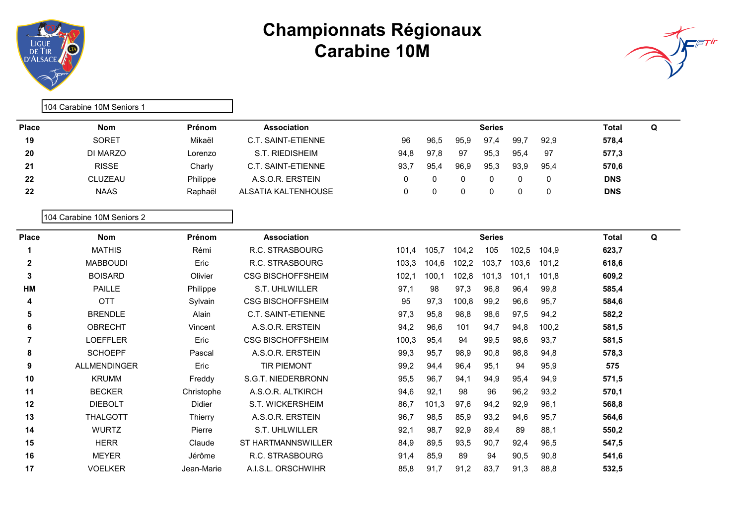# Championnats Régionaux
# Carabine 10M

104 Carabine 10M Seniors 1

| Place | Nom | Prénom | Association | Series | | | | | | Total | Q |
|---|---|---|---|---|---|---|---|---|---|---|---|
| 19 | SORET | Mikaël | C.T. SAINT-ETIENNE | 96 | 96,5 | 95,9 | 97,4 | 99,7 | 92,9 | 578,4 | |
| 20 | DI MARZO | Lorenzo | S.T. RIEDISHEIM | 94,8 | 97,8 | 97 | 95,3 | 95,4 | 97 | 577,3 | |
| 21 | RISSE | Charly | C.T. SAINT-ETIENNE | 93,7 | 95,4 | 96,9 | 95,3 | 93,9 | 95,4 | 570,6 | |
| 22 | CLUZEAU | Philippe | A.S.O.R. ERSTEIN | 0 | 0 | 0 | 0 | 0 | 0 | DNS | |
| 22 | NAAS | Raphaël | ALSATIA KALTENHOUSE | 0 | 0 | 0 | 0 | 0 | 0 | DNS | |

104 Carabine 10M Seniors 2

| Place | Nom | Prénom | Association | Series | | | | | | Total | Q |
|---|---|---|---|---|---|---|---|---|---|---|---|
| 1 | MATHIS | Rémi | R.C. STRASBOURG | 101,4 | 105,7 | 104,2 | 105 | 102,5 | 104,9 | 623,7 | |
| 2 | MABBOUDI | Eric | R.C. STRASBOURG | 103,3 | 104,6 | 102,2 | 103,7 | 103,6 | 101,2 | 618,6 | |
| 3 | BOISARD | Olivier | CSG BISCHOFFSHEIM | 102,1 | 100,1 | 102,8 | 101,3 | 101,1 | 101,8 | 609,2 | |
| HM | PAILLE | Philippe | S.T. UHLWILLER | 97,1 | 98 | 97,3 | 96,8 | 96,4 | 99,8 | 585,4 | |
| 4 | OTT | Sylvain | CSG BISCHOFFSHEIM | 95 | 97,3 | 100,8 | 99,2 | 96,6 | 95,7 | 584,6 | |
| 5 | BRENDLE | Alain | C.T. SAINT-ETIENNE | 97,3 | 95,8 | 98,8 | 98,6 | 97,5 | 94,2 | 582,2 | |
| 6 | OBRECHT | Vincent | A.S.O.R. ERSTEIN | 94,2 | 96,6 | 101 | 94,7 | 94,8 | 100,2 | 581,5 | |
| 7 | LOEFFLER | Eric | CSG BISCHOFFSHEIM | 100,3 | 95,4 | 94 | 99,5 | 98,6 | 93,7 | 581,5 | |
| 8 | SCHOEPF | Pascal | A.S.O.R. ERSTEIN | 99,3 | 95,7 | 98,9 | 90,8 | 98,8 | 94,8 | 578,3 | |
| 9 | ALLMENDINGER | Eric | TIR PIEMONT | 99,2 | 94,4 | 96,4 | 95,1 | 94 | 95,9 | 575 | |
| 10 | KRUMM | Freddy | S.G.T. NIEDERBRONN | 95,5 | 96,7 | 94,1 | 94,9 | 95,4 | 94,9 | 571,5 | |
| 11 | BECKER | Christophe | A.S.O.R. ALTKIRCH | 94,6 | 92,1 | 98 | 96 | 96,2 | 93,2 | 570,1 | |
| 12 | DIEBOLT | Didier | S.T. WICKERSHEIM | 86,7 | 101,3 | 97,6 | 94,2 | 92,9 | 96,1 | 568,8 | |
| 13 | THALGOTT | Thierry | A.S.O.R. ERSTEIN | 96,7 | 98,5 | 85,9 | 93,2 | 94,6 | 95,7 | 564,6 | |
| 14 | WURTZ | Pierre | S.T. UHLWILLER | 92,1 | 98,7 | 92,9 | 89,4 | 89 | 88,1 | 550,2 | |
| 15 | HERR | Claude | ST HARTMANNSWILLER | 84,9 | 89,5 | 93,5 | 90,7 | 92,4 | 96,5 | 547,5 | |
| 16 | MEYER | Jérôme | R.C. STRASBOURG | 91,4 | 85,9 | 89 | 94 | 90,5 | 90,8 | 541,6 | |
| 17 | VOELKER | Jean-Marie | A.I.S.L. ORSCHWIHR | 85,8 | 91,7 | 91,2 | 83,7 | 91,3 | 88,8 | 532,5 | |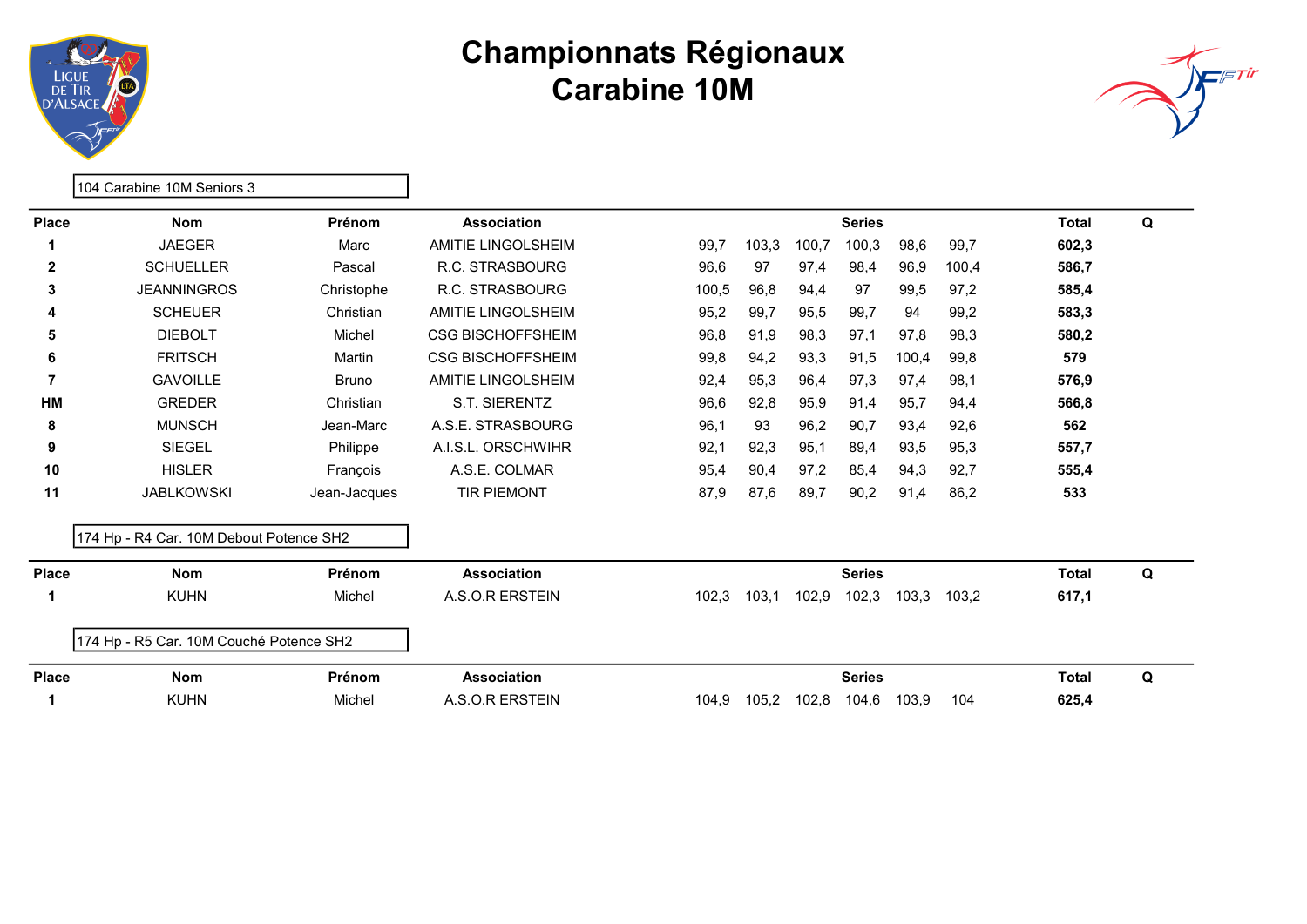# Championnats Régionaux
# Carabine 10M

104 Carabine 10M Seniors 3

| Place | Nom | Prénom | Association | Series | | | | | | Total | Q |
|---|---|---|---|---|---|---|---|---|---|---|---|
| **1** | JAEGER | Marc | AMITIE LINGOLSHEIM | 99,7 | 103,3 | 100,7 | 100,3 | 98,6 | 99,7 | **602,3** | |
| **2** | SCHUELLER | Pascal | R.C. STRASBOURG | 96,6 | 97 | 97,4 | 98,4 | 96,9 | 100,4 | **586,7** | |
| **3** | JEANNINGROS | Christophe | R.C. STRASBOURG | 100,5 | 96,8 | 94,4 | 97 | 99,5 | 97,2 | **585,4** | |
| **4** | SCHEUER | Christian | AMITIE LINGOLSHEIM | 95,2 | 99,7 | 95,5 | 99,7 | 94 | 99,2 | **583,3** | |
| **5** | DIEBOLT | Michel | CSG BISCHOFFSHEIM | 96,8 | 91,9 | 98,3 | 97,1 | 97,8 | 98,3 | **580,2** | |
| **6** | FRITSCH | Martin | CSG BISCHOFFSHEIM | 99,8 | 94,2 | 93,3 | 91,5 | 100,4 | 99,8 | **579** | |
| **7** | GAVOILLE | Bruno | AMITIE LINGOLSHEIM | 92,4 | 95,3 | 96,4 | 97,3 | 97,4 | 98,1 | **576,9** | |
| **HM** | GREDER | Christian | S.T. SIERENTZ | 96,6 | 92,8 | 95,9 | 91,4 | 95,7 | 94,4 | **566,8** | |
| **8** | MUNSCH | Jean-Marc | A.S.E. STRASBOURG | 96,1 | 93 | 96,2 | 90,7 | 93,4 | 92,6 | **562** | |
| **9** | SIEGEL | Philippe | A.I.S.L. ORSCHWIHR | 92,1 | 92,3 | 95,1 | 89,4 | 93,5 | 95,3 | **557,7** | |
| **10** | HISLER | François | A.S.E. COLMAR | 95,4 | 90,4 | 97,2 | 85,4 | 94,3 | 92,7 | **555,4** | |
| **11** | JABLKOWSKI | Jean-Jacques | TIR PIEMONT | 87,9 | 87,6 | 89,7 | 90,2 | 91,4 | 86,2 | **533** | |

174 Hp - R4 Car. 10M Debout Potence SH2

| Place | Nom | Prénom | Association | Series | | | | | | Total | Q |
|---|---|---|---|---|---|---|---|---|---|---|---|
| **1** | KUHN | Michel | A.S.O.R ERSTEIN | 102,3 | 103,1 | 102,9 | 102,3 | 103,3 | 103,2 | **617,1** | |

174 Hp - R5 Car. 10M Couché Potence SH2

| Place | Nom | Prénom | Association | Series | | | | | | Total | Q |
|---|---|---|---|---|---|---|---|---|---|---|---|
| **1** | KUHN | Michel | A.S.O.R ERSTEIN | 104,9 | 105,2 | 102,8 | 104,6 | 103,9 | 104 | **625,4** | |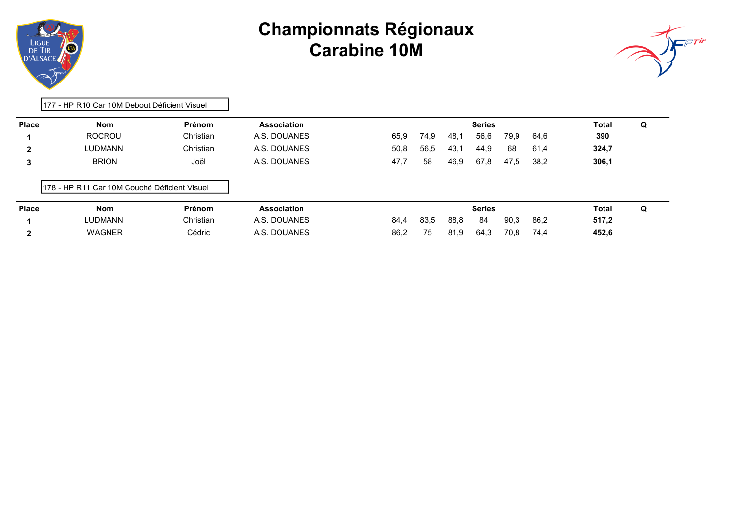# Championnats Régionaux
# Carabine 10M

177 - HP R10 Car 10M Debout Déficient Visuel

| Place | Nom | Prénom | Association | Series | | | | | | Total | Q |
|---|---|---|---|---|---|---|---|---|---|---|---|
| 1 | ROCROU | Christian | A.S. DOUANES | 65,9 | 74,9 | 48,1 | 56,6 | 79,9 | 64,6 | 390 | |
| 2 | LUDMANN | Christian | A.S. DOUANES | 50,8 | 56,5 | 43,1 | 44,9 | 68 | 61,4 | 324,7 | |
| 3 | BRION | Joël | A.S. DOUANES | 47,7 | 58 | 46,9 | 67,8 | 47,5 | 38,2 | 306,1 | |

178 - HP R11 Car 10M Couché Déficient Visuel

| Place | Nom | Prénom | Association | Series | | | | | | Total | Q |
|---|---|---|---|---|---|---|---|---|---|---|---|
| 1 | LUDMANN | Christian | A.S. DOUANES | 84,4 | 83,5 | 88,8 | 84 | 90,3 | 86,2 | 517,2 | |
| 2 | WAGNER | Cédric | A.S. DOUANES | 86,2 | 75 | 81,9 | 64,3 | 70,8 | 74,4 | 452,6 | |